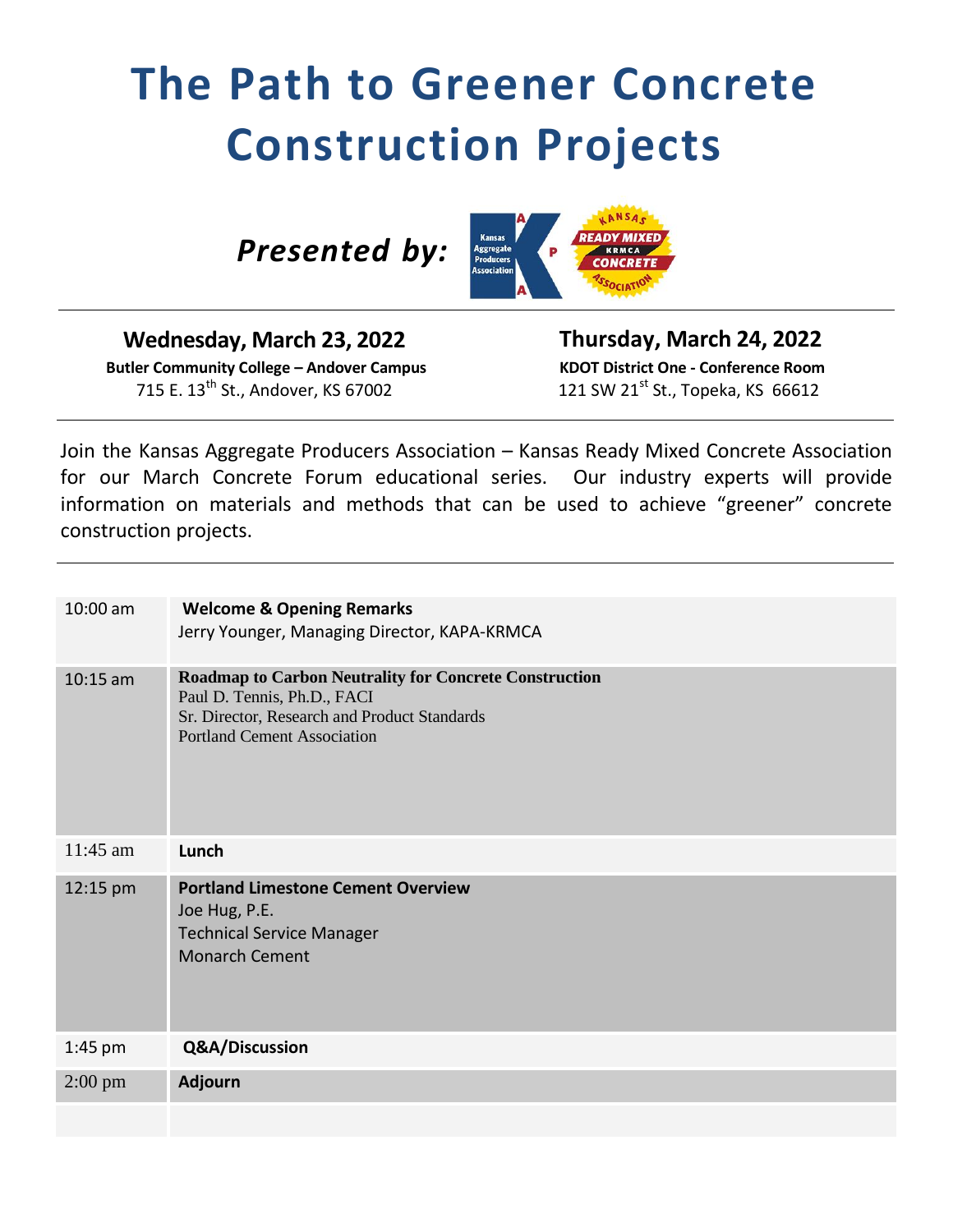# The Path to Greener Concrete Construction Projects

***Presented by:***

Kansas Aggregate Producers Association — KAPA

Kansas Ready Mixed Concrete Association — KRMCA

---

**Wednesday, March 23, 2022**
**Butler Community College – Andover Campus**
715 E. 13th St., Andover, KS 67002

**Thursday, March 24, 2022**
**KDOT District One - Conference Room**
121 SW 21st St., Topeka, KS 66612

---

Join the Kansas Aggregate Producers Association – Kansas Ready Mixed Concrete Association for our March Concrete Forum educational series. Our industry experts will provide information on materials and methods that can be used to achieve "greener" concrete construction projects.

---

| Time | Session |
|---|---|
| 10:00 am | **Welcome & Opening Remarks**<br>Jerry Younger, Managing Director, KAPA-KRMCA |
| 10:15 am | **Roadmap to Carbon Neutrality for Concrete Construction**<br>Paul D. Tennis, Ph.D., FACI<br>Sr. Director, Research and Product Standards<br>Portland Cement Association |
| 11:45 am | **Lunch** |
| 12:15 pm | **Portland Limestone Cement Overview**<br>Joe Hug, P.E.<br>Technical Service Manager<br>Monarch Cement |
| 1:45 pm | **Q&A/Discussion** |
| 2:00 pm | **Adjourn** |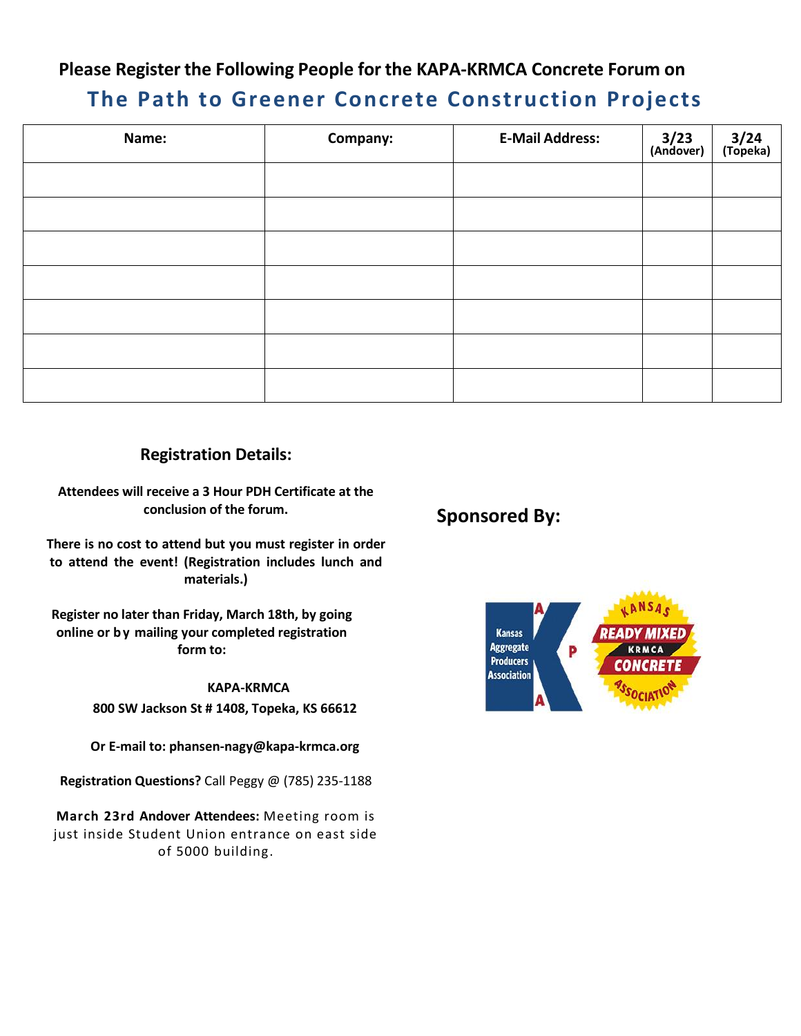**Please Register the Following People for the KAPA-KRMCA Concrete Forum on**

## The Path to Greener Concrete Construction Projects

| Name: | Company: | E-Mail Address: | 3/23 (Andover) | 3/24 (Topeka) |
|---|---|---|---|---|
| | | | | |
| | | | | |
| | | | | |
| | | | | |
| | | | | |
| | | | | |
| | | | | |

### Registration Details:

**Attendees will receive a 3 Hour PDH Certificate at the conclusion of the forum.**

**There is no cost to attend but you must register in order to attend the event! (Registration includes lunch and materials.)**

**Register no later than Friday, March 18th, by going online or by mailing your completed registration form to:**

**KAPA-KRMCA**
**800 SW Jackson St # 1408, Topeka, KS 66612**

**Or E-mail to: phansen-nagy@kapa-krmca.org**

**Registration Questions?** Call Peggy @ (785) 235-1188

**March 23rd Andover Attendees:** Meeting room is just inside Student Union entrance on east side of 5000 building.

### Sponsored By:

Kansas Aggregate Producers Association

Kansas Ready Mixed Concrete Association (KRMCA)